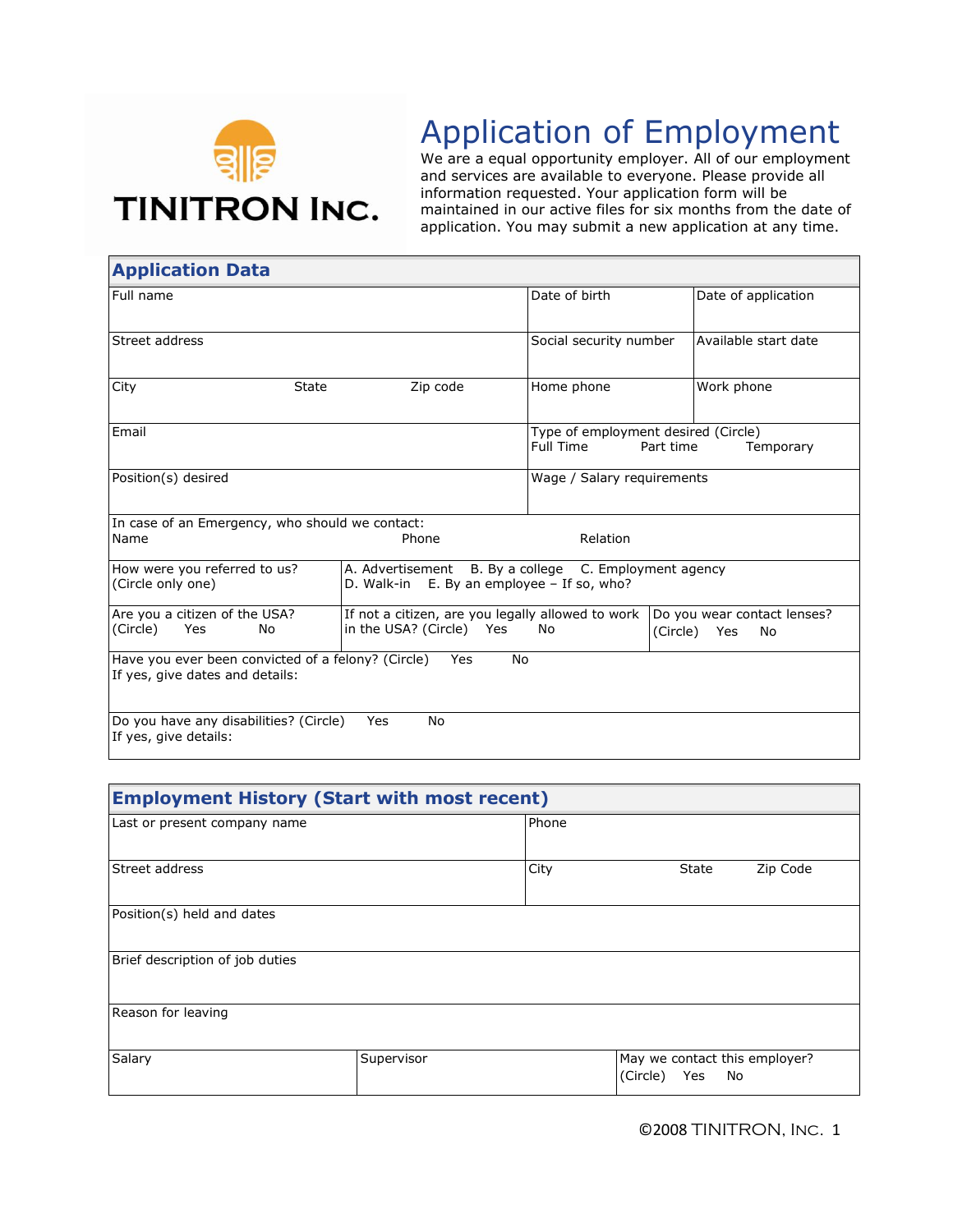TINITRON INC.

# Application of Employment

We are a equal opportunity employer. All of our employment and services are available to everyone. Please provide all information requested. Your application form will be maintained in our active files for six months from the date of application. You may submit a new application at any time.

## Application Data

| Full name | Date of birth | Date of application |
|---|---|---|
| Street address | Social security number | Available start date |
| City State Zip code | Home phone | Work phone |
| Email | Type of employment desired (Circle) Full Time Part time Temporary | |
| Position(s) desired | Wage / Salary requirements | |

| In case of an Emergency, who should we contact: | | |
|---|---|---|
| Name | Phone | Relation |

| How were you referred to us? (Circle only one) | A. Advertisement B. By a college C. Employment agency D. Walk-in E. By an employee – If so, who? | |
|---|---|---|
| Are you a citizen of the USA? (Circle) Yes No | If not a citizen, are you legally allowed to work in the USA? (Circle) Yes No | Do you wear contact lenses? (Circle) Yes No |

Have you ever been convicted of a felony? (Circle) Yes No
If yes, give dates and details:

Do you have any disabilities? (Circle) Yes No
If yes, give details:

## Employment History (Start with most recent)

| Last or present company name | Phone | |
|---|---|---|
| Street address | City State Zip Code | |
| Position(s) held and dates | | |
| Brief description of job duties | | |
| Reason for leaving | | |
| Salary | Supervisor | May we contact this employer? (Circle) Yes No |

©2008 TINITRON, INC.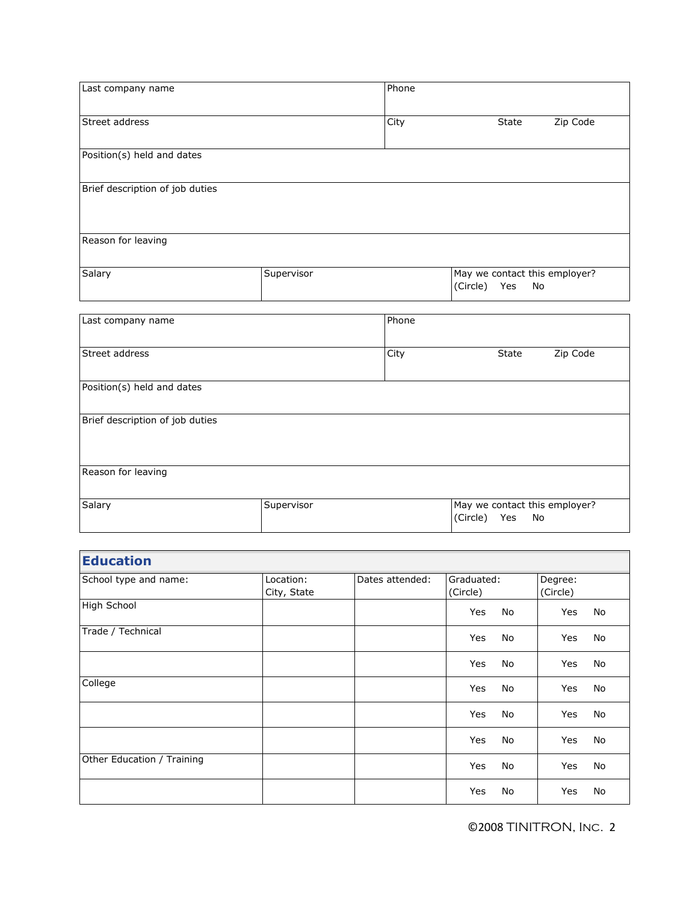| Last company name | | Phone | |
|---|---|---|---|
| Street address | | City State Zip Code | |
| Position(s) held and dates | | | |
| Brief description of job duties | | | |
| Reason for leaving | | | |
| Salary | Supervisor | May we contact this employer? (Circle) Yes No | |

| Last company name | | Phone | |
|---|---|---|---|
| Street address | | City State Zip Code | |
| Position(s) held and dates | | | |
| Brief description of job duties | | | |
| Reason for leaving | | | |
| Salary | Supervisor | May we contact this employer? (Circle) Yes No | |

## Education

| School type and name: | Location: City, State | Dates attended: | Graduated: (Circle) | Degree: (Circle) |
|---|---|---|---|---|
| High School | | | Yes No | Yes No |
| Trade / Technical | | | Yes No | Yes No |
| | | | Yes No | Yes No |
| College | | | Yes No | Yes No |
| | | | Yes No | Yes No |
| | | | Yes No | Yes No |
| Other Education / Training | | | Yes No | Yes No |
| | | | Yes No | Yes No |

©2008 TINITRON, INC.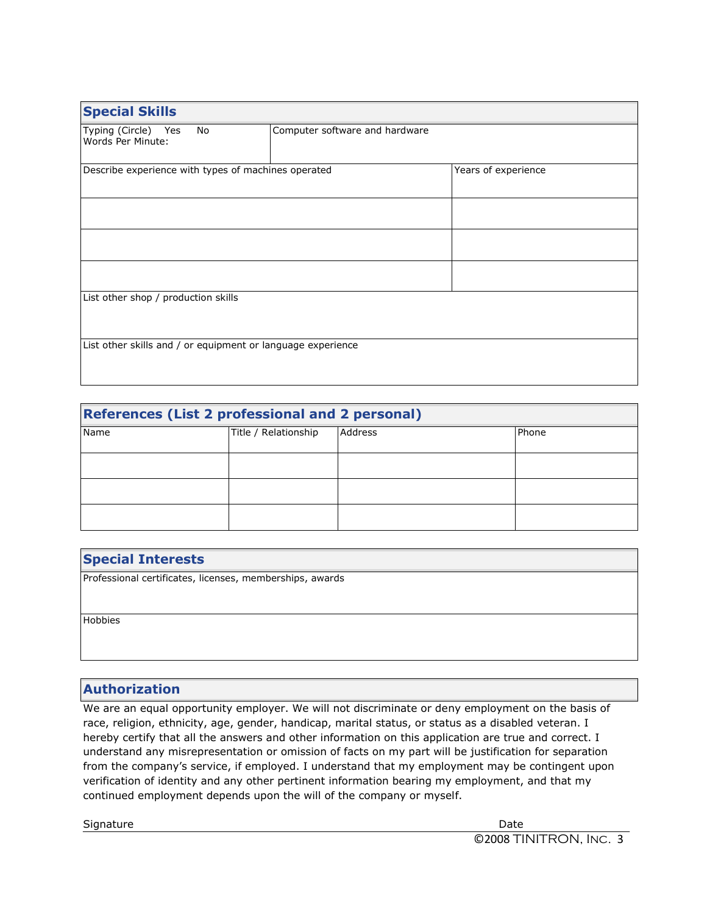## Special Skills

| | |
|---|---|
| Typing (Circle) Yes No<br>Words Per Minute: | Computer software and hardware |

| Describe experience with types of machines operated | Years of experience |
|---|---|
| | |
| | |
| | |

List other shop / production skills

List other skills and / or equipment or language experience

## References (List 2 professional and 2 personal)

| Name | Title / Relationship | Address | Phone |
|---|---|---|---|
| | | | |
| | | | |
| | | | |

## Special Interests

Professional certificates, licenses, memberships, awards

Hobbies

## Authorization

We are an equal opportunity employer. We will not discriminate or deny employment on the basis of race, religion, ethnicity, age, gender, handicap, marital status, or status as a disabled veteran. I hereby certify that all the answers and other information on this application are true and correct. I understand any misrepresentation or omission of facts on my part will be justification for separation from the company's service, if employed. I understand that my employment may be contingent upon verification of identity and any other pertinent information bearing my employment, and that my continued employment depends upon the will of the company or myself.

Signature Date

©2008 TINITRON, INC.